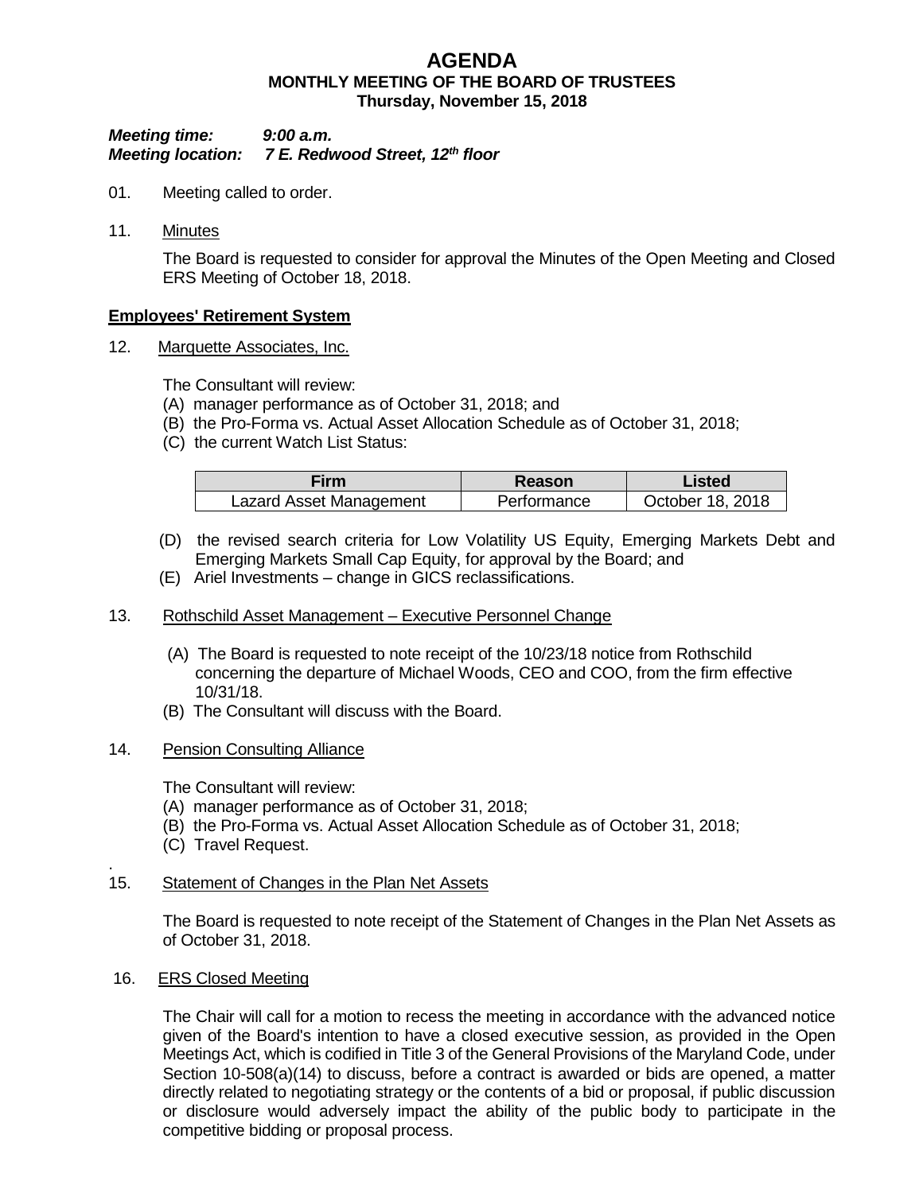# AGENDA

## MONTHLY MEETING OF THE BOARD OF TRUSTEES

### Thursday, November 15, 2018

***Meeting time:*** ***9:00 a.m.***
***Meeting location:*** ***7 E. Redwood Street, 12th floor***

01. Meeting called to order.

11. Minutes

The Board is requested to consider for approval the Minutes of the Open Meeting and Closed ERS Meeting of October 18, 2018.

**Employees' Retirement System**

12. Marquette Associates, Inc.

The Consultant will review:
(A) manager performance as of October 31, 2018; and
(B) the Pro-Forma vs. Actual Asset Allocation Schedule as of October 31, 2018;
(C) the current Watch List Status:

| Firm | Reason | Listed |
|---|---|---|
| Lazard Asset Management | Performance | October 18, 2018 |

(D) the revised search criteria for Low Volatility US Equity, Emerging Markets Debt and Emerging Markets Small Cap Equity, for approval by the Board; and
(E) Ariel Investments – change in GICS reclassifications.

13. Rothschild Asset Management – Executive Personnel Change

(A) The Board is requested to note receipt of the 10/23/18 notice from Rothschild concerning the departure of Michael Woods, CEO and COO, from the firm effective 10/31/18.
(B) The Consultant will discuss with the Board.

14. Pension Consulting Alliance

The Consultant will review:
(A) manager performance as of October 31, 2018;
(B) the Pro-Forma vs. Actual Asset Allocation Schedule as of October 31, 2018;
(C) Travel Request.

15. Statement of Changes in the Plan Net Assets

The Board is requested to note receipt of the Statement of Changes in the Plan Net Assets as of October 31, 2018.

16. ERS Closed Meeting

The Chair will call for a motion to recess the meeting in accordance with the advanced notice given of the Board's intention to have a closed executive session, as provided in the Open Meetings Act, which is codified in Title 3 of the General Provisions of the Maryland Code, under Section 10-508(a)(14) to discuss, before a contract is awarded or bids are opened, a matter directly related to negotiating strategy or the contents of a bid or proposal, if public discussion or disclosure would adversely impact the ability of the public body to participate in the competitive bidding or proposal process.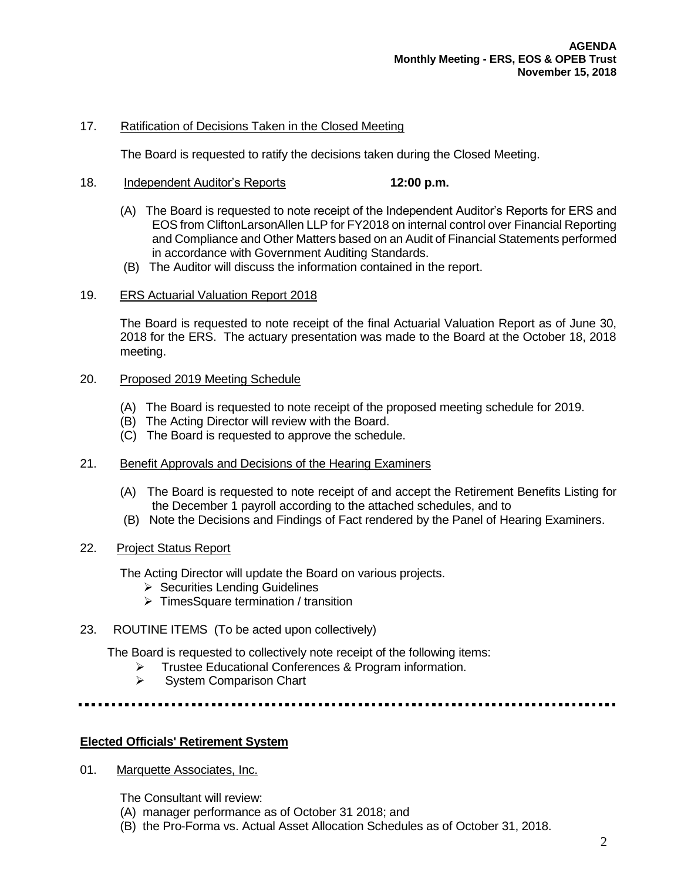17. Ratification of Decisions Taken in the Closed Meeting

The Board is requested to ratify the decisions taken during the Closed Meeting.

18. Independent Auditor's Reports **12:00 p.m.**

(A) The Board is requested to note receipt of the Independent Auditor's Reports for ERS and EOS from CliftonLarsonAllen LLP for FY2018 on internal control over Financial Reporting and Compliance and Other Matters based on an Audit of Financial Statements performed in accordance with Government Auditing Standards.
(B) The Auditor will discuss the information contained in the report.

19. ERS Actuarial Valuation Report 2018

The Board is requested to note receipt of the final Actuarial Valuation Report as of June 30, 2018 for the ERS. The actuary presentation was made to the Board at the October 18, 2018 meeting.

20. Proposed 2019 Meeting Schedule

(A) The Board is requested to note receipt of the proposed meeting schedule for 2019.
(B) The Acting Director will review with the Board.
(C) The Board is requested to approve the schedule.

21. Benefit Approvals and Decisions of the Hearing Examiners

(A) The Board is requested to note receipt of and accept the Retirement Benefits Listing for the December 1 payroll according to the attached schedules, and to
(B) Note the Decisions and Findings of Fact rendered by the Panel of Hearing Examiners.

22. Project Status Report

The Acting Director will update the Board on various projects.

- Securities Lending Guidelines
- TimesSquare termination / transition

23. ROUTINE ITEMS (To be acted upon collectively)

The Board is requested to collectively note receipt of the following items:

- Trustee Educational Conferences & Program information.
- System Comparison Chart

---

**Elected Officials' Retirement System**

01. Marquette Associates, Inc.

The Consultant will review:
(A) manager performance as of October 31 2018; and
(B) the Pro-Forma vs. Actual Asset Allocation Schedules as of October 31, 2018.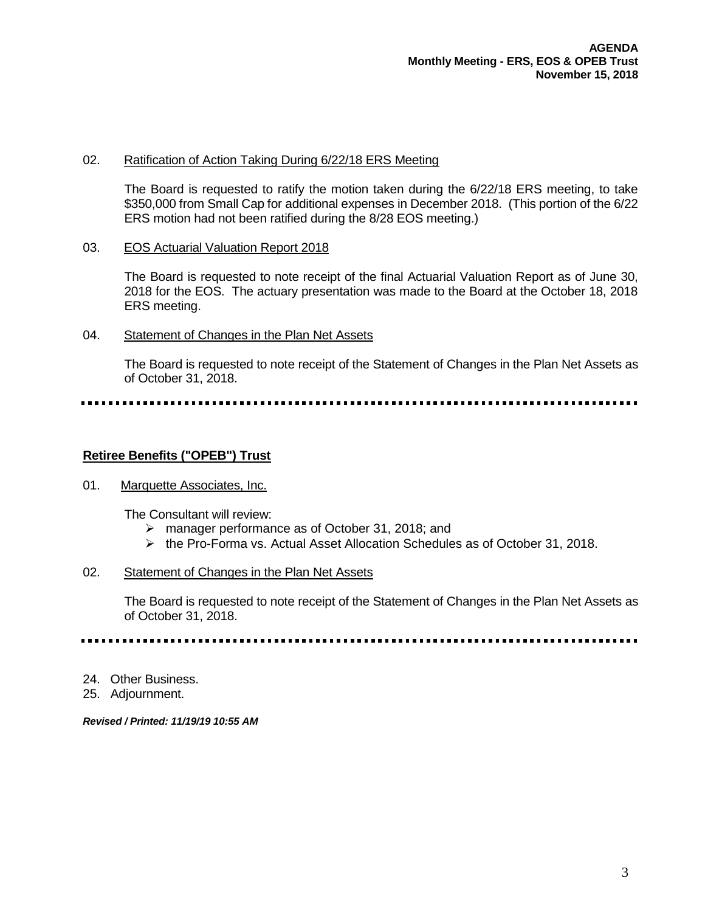02. Ratification of Action Taking During 6/22/18 ERS Meeting

The Board is requested to ratify the motion taken during the 6/22/18 ERS meeting, to take $350,000 from Small Cap for additional expenses in December 2018. (This portion of the 6/22 ERS motion had not been ratified during the 8/28 EOS meeting.)

03. EOS Actuarial Valuation Report 2018

The Board is requested to note receipt of the final Actuarial Valuation Report as of June 30, 2018 for the EOS. The actuary presentation was made to the Board at the October 18, 2018 ERS meeting.

04. Statement of Changes in the Plan Net Assets

The Board is requested to note receipt of the Statement of Changes in the Plan Net Assets as of October 31, 2018.

---

## Retiree Benefits ("OPEB") Trust

01. Marquette Associates, Inc.

The Consultant will review:

- manager performance as of October 31, 2018; and
- the Pro-Forma vs. Actual Asset Allocation Schedules as of October 31, 2018.

02. Statement of Changes in the Plan Net Assets

The Board is requested to note receipt of the Statement of Changes in the Plan Net Assets as of October 31, 2018.

---

24. Other Business.
25. Adjournment.

***Revised / Printed: 11/19/19 10:55 AM***